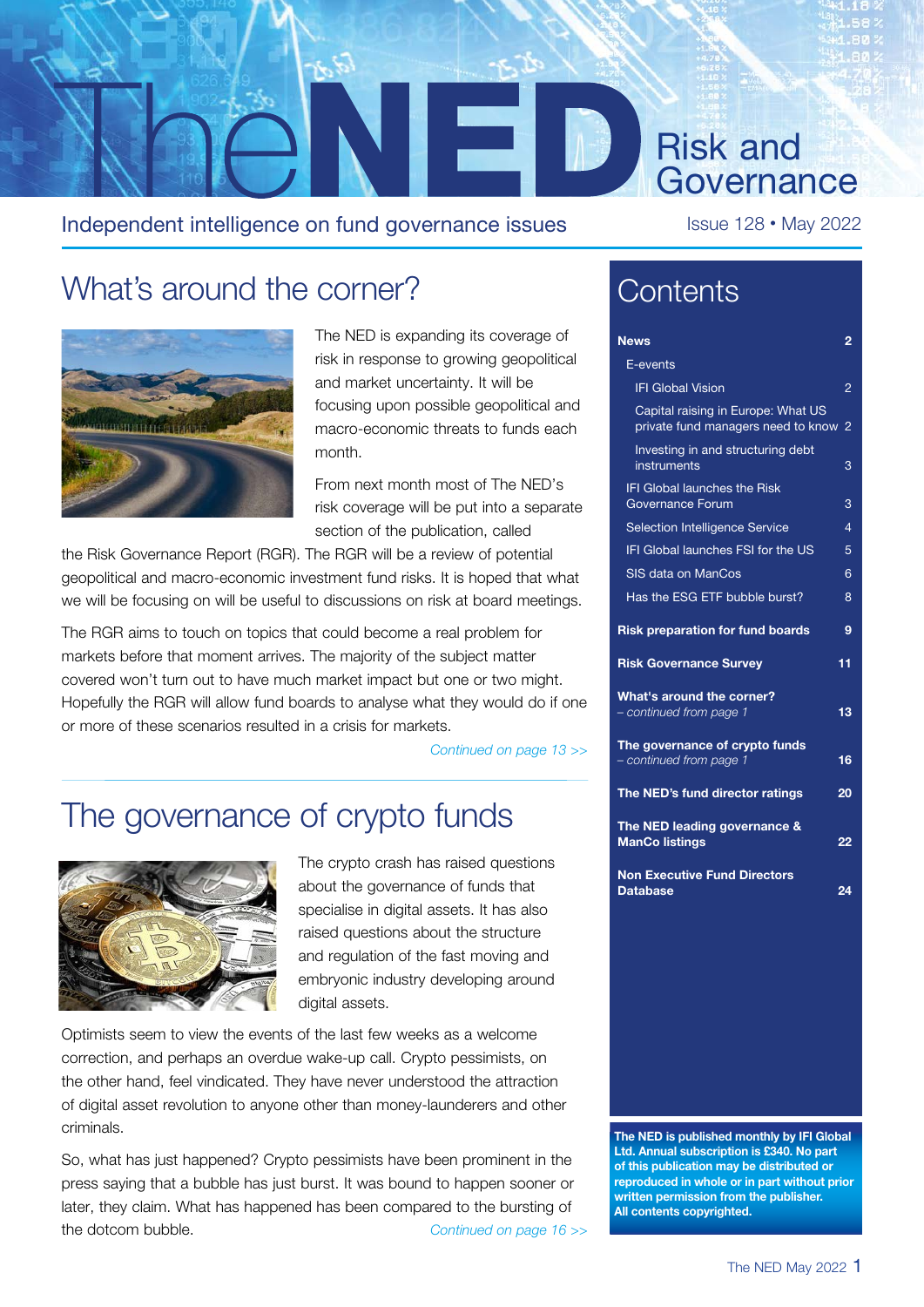# TheNED Risk and Governance

Independent intelligence on fund governance issues

Issue 128 • May 2022

## What's around the corner?

The NED is expanding its coverage of risk in response to growing geopolitical and market uncertainty. It will be focusing upon possible geopolitical and macro-economic threats to funds each month.

From next month most of The NED's risk coverage will be put into a separate section of the publication, called the Risk Governance Report (RGR). The RGR will be a review of potential geopolitical and macro-economic investment fund risks. It is hoped that what we will be focusing on will be useful to discussions on risk at board meetings.

The RGR aims to touch on topics that could become a real problem for markets before that moment arrives. The majority of the subject matter covered won't turn out to have much market impact but one or two might. Hopefully the RGR will allow fund boards to analyse what they would do if one or more of these scenarios resulted in a crisis for markets.

*Continued on page 13 >>*

## The governance of crypto funds

The crypto crash has raised questions about the governance of funds that specialise in digital assets. It has also raised questions about the structure and regulation of the fast moving and embryonic industry developing around digital assets.

Optimists seem to view the events of the last few weeks as a welcome correction, and perhaps an overdue wake-up call. Crypto pessimists, on the other hand, feel vindicated. They have never understood the attraction of digital asset revolution to anyone other than money-launderers and other criminals.

So, what has just happened? Crypto pessimists have been prominent in the press saying that a bubble has just burst. It was bound to happen sooner or later, they claim. What has happened has been compared to the bursting of the dotcom bubble.

*Continued on page 16 >>*

## Contents

| | |
|---|---|
| **News** | **2** |
| E-events | |
| IFI Global Vision | 2 |
| Capital raising in Europe: What US private fund managers need to know | 2 |
| Investing in and structuring debt instruments | 3 |
| IFI Global launches the Risk Governance Forum | 3 |
| Selection Intelligence Service | 4 |
| IFI Global launches FSI for the US | 5 |
| SIS data on ManCos | 6 |
| Has the ESG ETF bubble burst? | 8 |
| **Risk preparation for fund boards** | **9** |
| **Risk Governance Survey** | **11** |
| **What's around the corner?** *– continued from page 1* | **13** |
| **The governance of crypto funds** *– continued from page 1* | **16** |
| **The NED's fund director ratings** | **20** |
| **The NED leading governance & ManCo listings** | **22** |
| **Non Executive Fund Directors Database** | **24** |

**The NED is published monthly by IFI Global Ltd. Annual subscription is £340. No part of this publication may be distributed or reproduced in whole or in part without prior written permission from the publisher. All contents copyrighted.**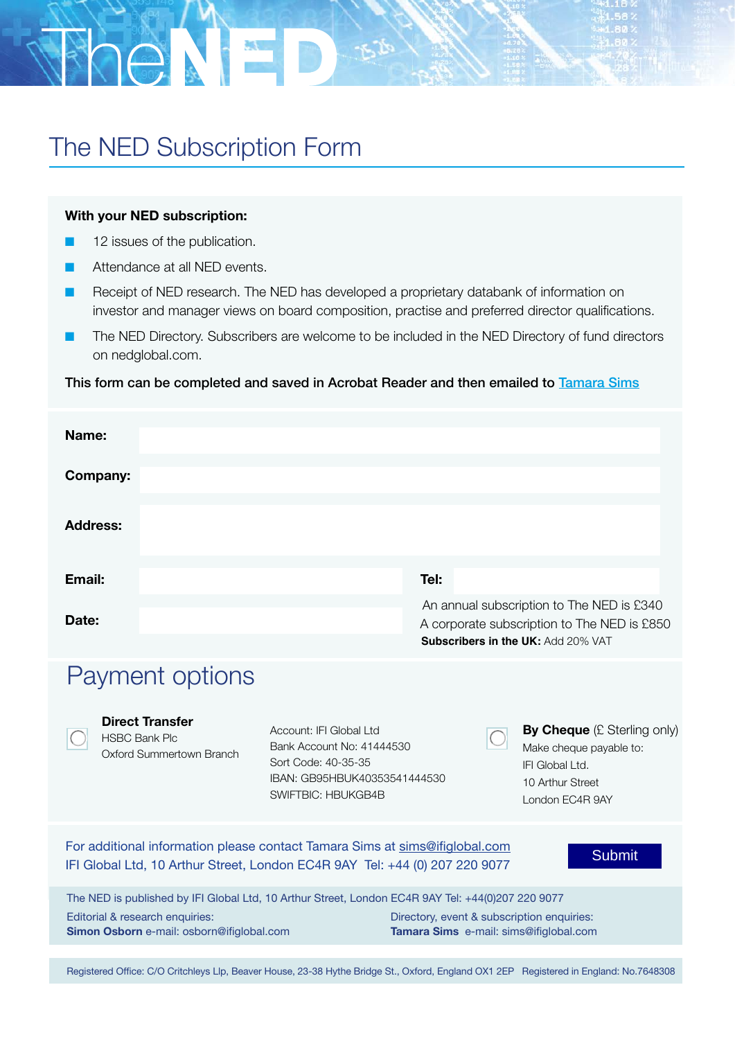# TheNED

## The NED Subscription Form

**With your NED subscription:**

- 12 issues of the publication.
- Attendance at all NED events.
- Receipt of NED research. The NED has developed a proprietary databank of information on investor and manager views on board composition, practise and preferred director qualifications.
- The NED Directory. Subscribers are welcome to be included in the NED Directory of fund directors on nedglobal.com.

**This form can be completed and saved in Acrobat Reader and then emailed to** Tamara Sims

**Name:**

**Company:**

**Address:**

**Email:**

**Tel:**

**Date:**

An annual subscription to The NED is £340
A corporate subscription to The NED is £850
**Subscribers in the UK:** Add 20% VAT

## Payment options

**Direct Transfer**
HSBC Bank Plc
Oxford Summertown Branch

Account: IFI Global Ltd
Bank Account No: 41444530
Sort Code: 40-35-35
IBAN: GB95HBUK40353541444530
SWIFTBIC: HBUKGB4B

**By Cheque** (£ Sterling only)
Make cheque payable to:
IFI Global Ltd.
10 Arthur Street
London EC4R 9AY

For additional information please contact Tamara Sims at sims@ifiglobal.com
IFI Global Ltd, 10 Arthur Street, London EC4R 9AY Tel: +44 (0) 207 220 9077

Submit

The NED is published by IFI Global Ltd, 10 Arthur Street, London EC4R 9AY Tel: +44(0)207 220 9077

Editorial & research enquiries:
**Simon Osborn** e-mail: osborn@ifiglobal.com

Directory, event & subscription enquiries:
**Tamara Sims** e-mail: sims@ifiglobal.com

Registered Office: C/O Critchleys Llp, Beaver House, 23-38 Hythe Bridge St., Oxford, England OX1 2EP Registered in England: No.7648308